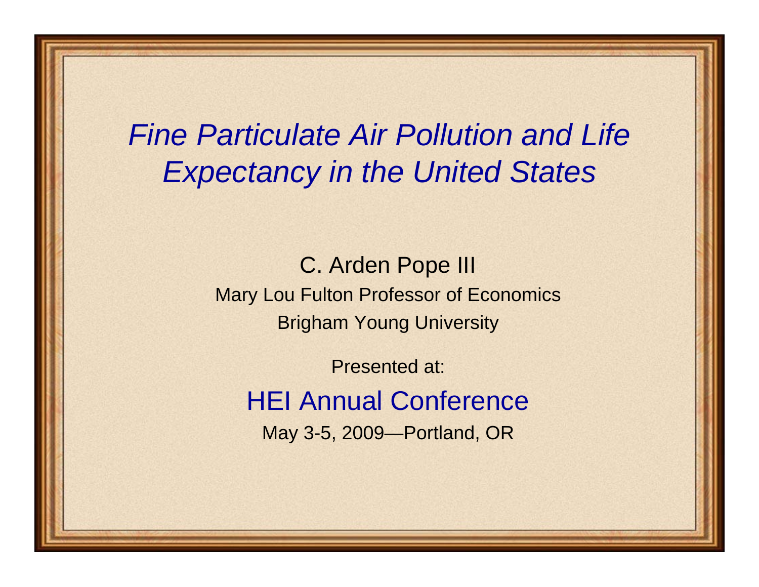# *Fine Particulate Air Pollution and Life Expectancy in the United States*

C. Arden Pope III

Mary Lou Fulton Professor of Economics

Brigham Young University

Presented at:

## HEI Annual Conference

May 3-5, 2009—Portland, OR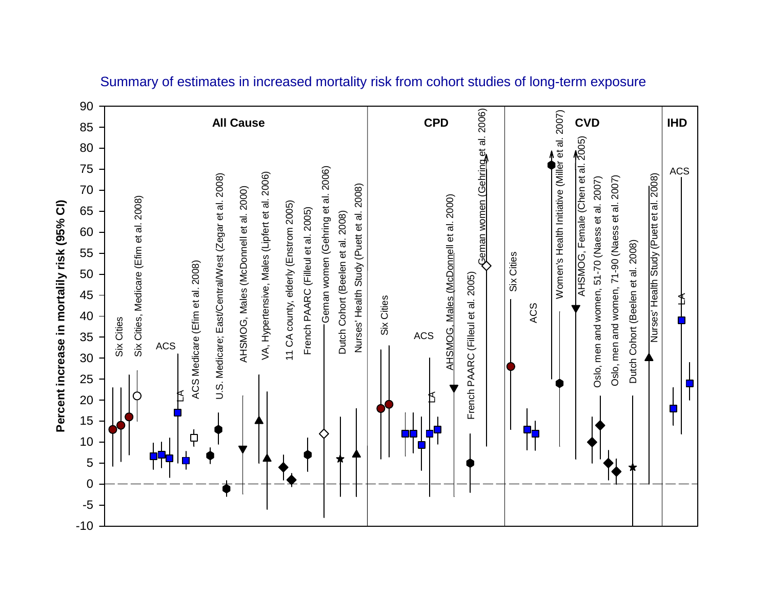Summary of estimates in increased mortality risk from cohort studies of long-term exposure

Percent increase in mortality risk (95% CI)

**All Cause**

- Six Cities
- Six Cities, Medicare (Efim et al. 2008)
- ACS
- LA
- ACS Medicare (Efim et al. 2008)
- U.S. Medicare; East/Central/West (Zegar et al. 2008)
- AHSMOG, Males (McDonnell et al. 2000)
- VA, Hypertensive, Males (Lipfert et al. 2006)
- 11 CA county, elderly (Enstrom 2005)
- French PAARC (Filleul et al. 2005)
- Geman women (Gehring et al. 2006)
- Dutch Cohort (Beelen et al. 2008)
- Nurses' Health Study (Puett et al. 2008)

**CPD**

- Six Cities
- ACS
- LA
- AHSMOG, Males (McDonnell et al. 2000)
- French PAARC (Filleul et al. 2005)
- Geman women (Gehring et al. 2006)

**CVD**

- Six Cities
- ACS
- Women's Health Initiative (Miller et al. 2007)
- AHSMOG, Female (Chen et al. 2005)
- Oslo, men and women, 51-70 (Naess et al. 2007)
- Oslo, men and women, 71-90 (Naess et al. 2007)
- Dutch Cohort (Beelen et al. 2008)
- Nurses' Health Study (Puett et al. 2008)

**IHD**

- ACS
- LA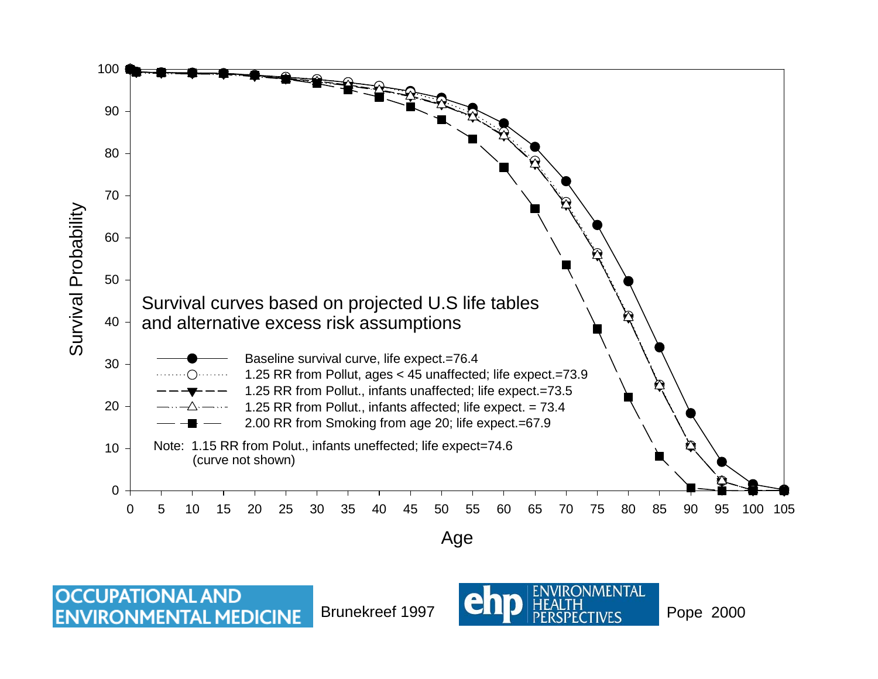Survival curves based on projected U.S life tables and alternative excess risk assumptions

- Baseline survival curve, life expect.=76.4
- 1.25 RR from Pollut, ages < 45 unaffected; life expect.=73.9
- 1.25 RR from Pollut., infants unaffected; life expect.=73.5
- 1.25 RR from Pollut., infants affected; life expect. = 73.4
- 2.00 RR from Smoking from age 20; life expect.=67.9

Note: 1.15 RR from Polut., infants uneffected; life expect=74.6 (curve not shown)

Survival Probability (y-axis: 0–100); Age (x-axis: 0–105)

OCCUPATIONAL AND ENVIRONMENTAL MEDICINE Brunekreef 1997

ehp ENVIRONMENTAL HEALTH PERSPECTIVES Pope 2000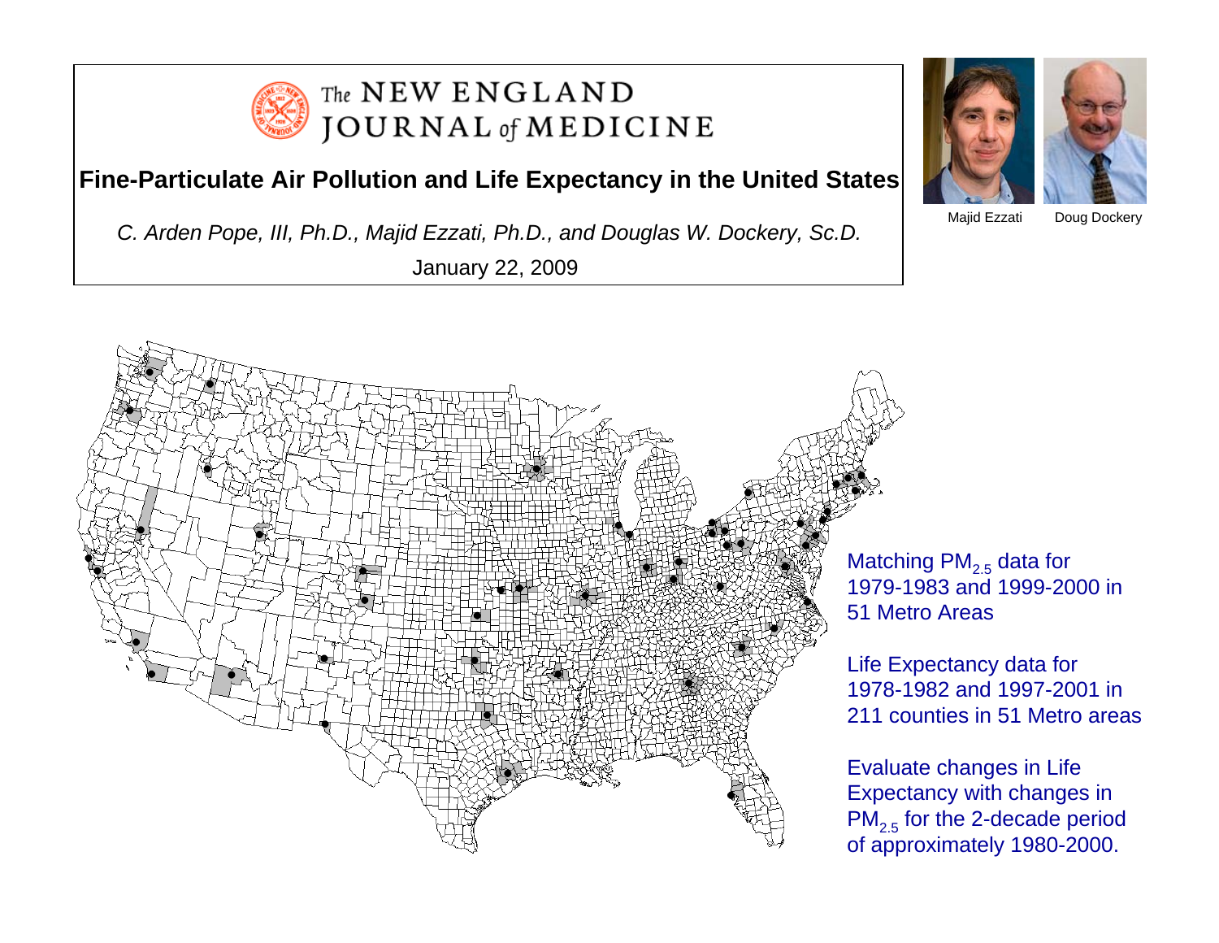The NEW ENGLAND JOURNAL of MEDICINE

**Fine-Particulate Air Pollution and Life Expectancy in the United States**

*C. Arden Pope, III, Ph.D., Majid Ezzati, Ph.D., and Douglas W. Dockery, Sc.D.*

January 22, 2009

Majid Ezzati    Doug Dockery

Matching $PM_{2.5}$ data for 1979-1983 and 1999-2000 in 51 Metro Areas

Life Expectancy data for 1978-1982 and 1997-2001 in 211 counties in 51 Metro areas

Evaluate changes in Life Expectancy with changes in $PM_{2.5}$ for the 2-decade period of approximately 1980-2000.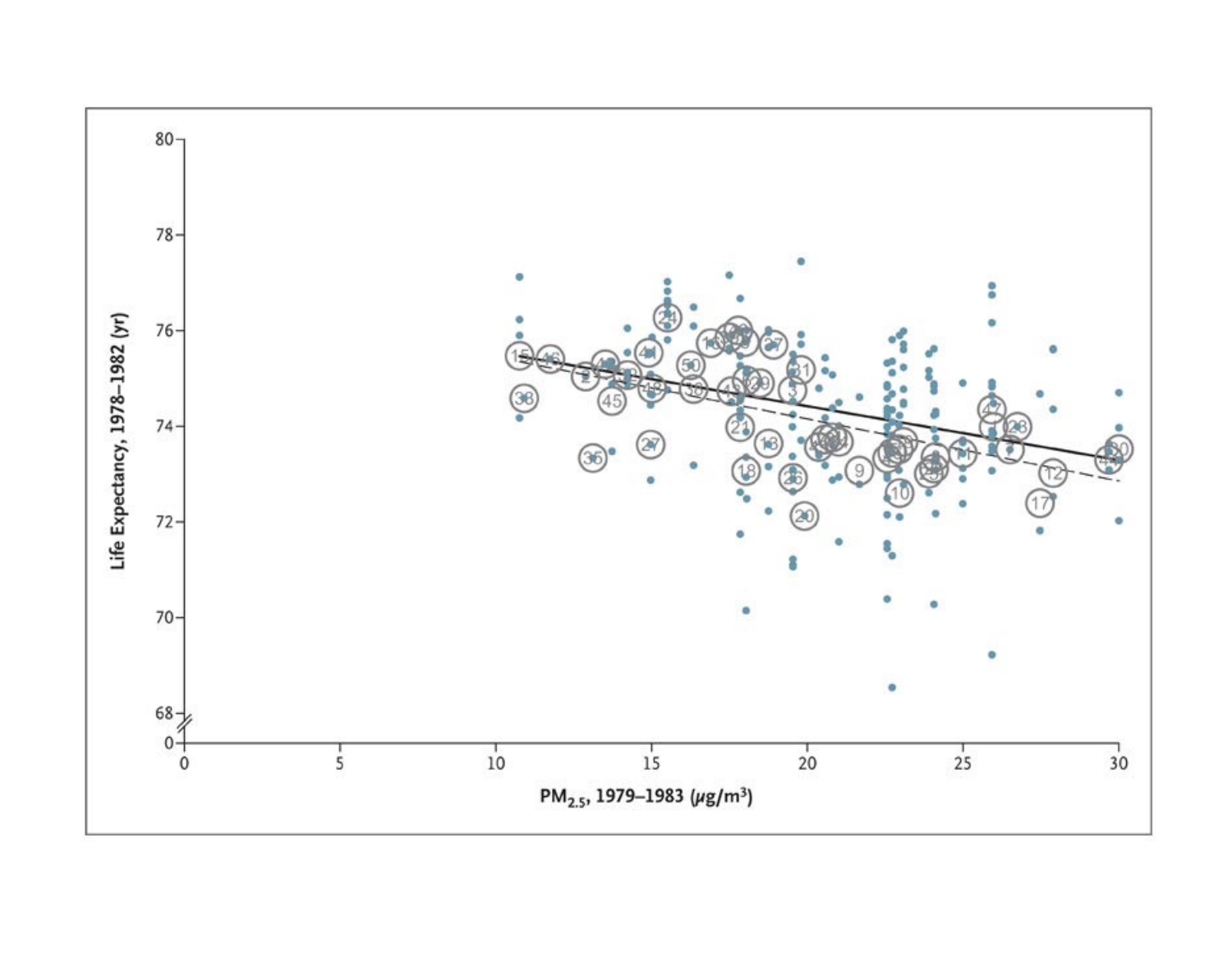Life Expectancy, 1978–1982 (yr)

PM$_{2.5}$, 1979–1983 ($\mu g/m^3$)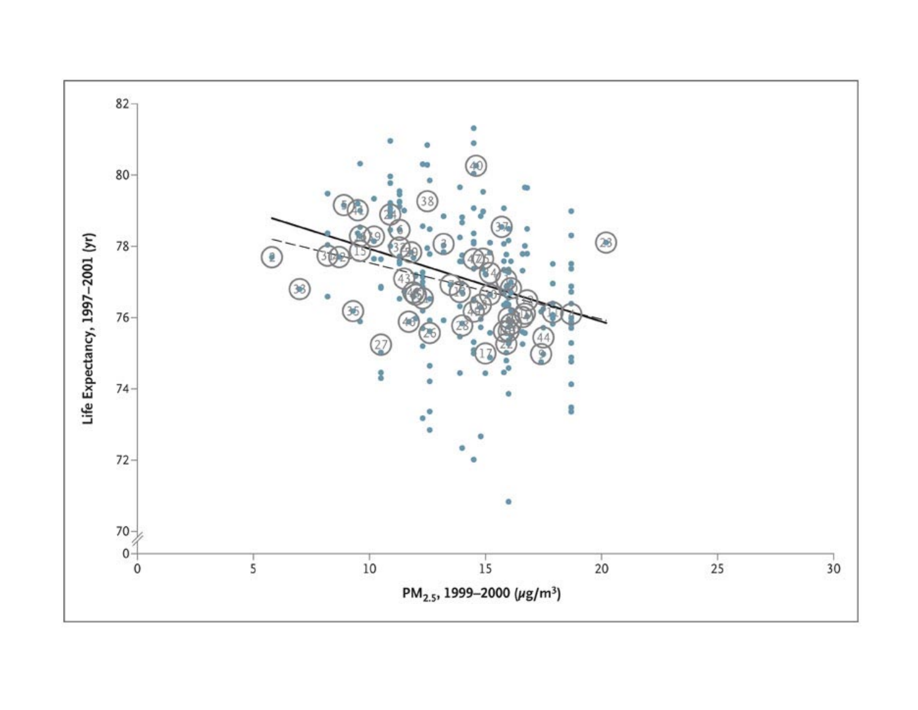Life Expectancy, 1997–2001 (yr)

PM$_{2.5}$, 1999–2000 (μg/m$^3$)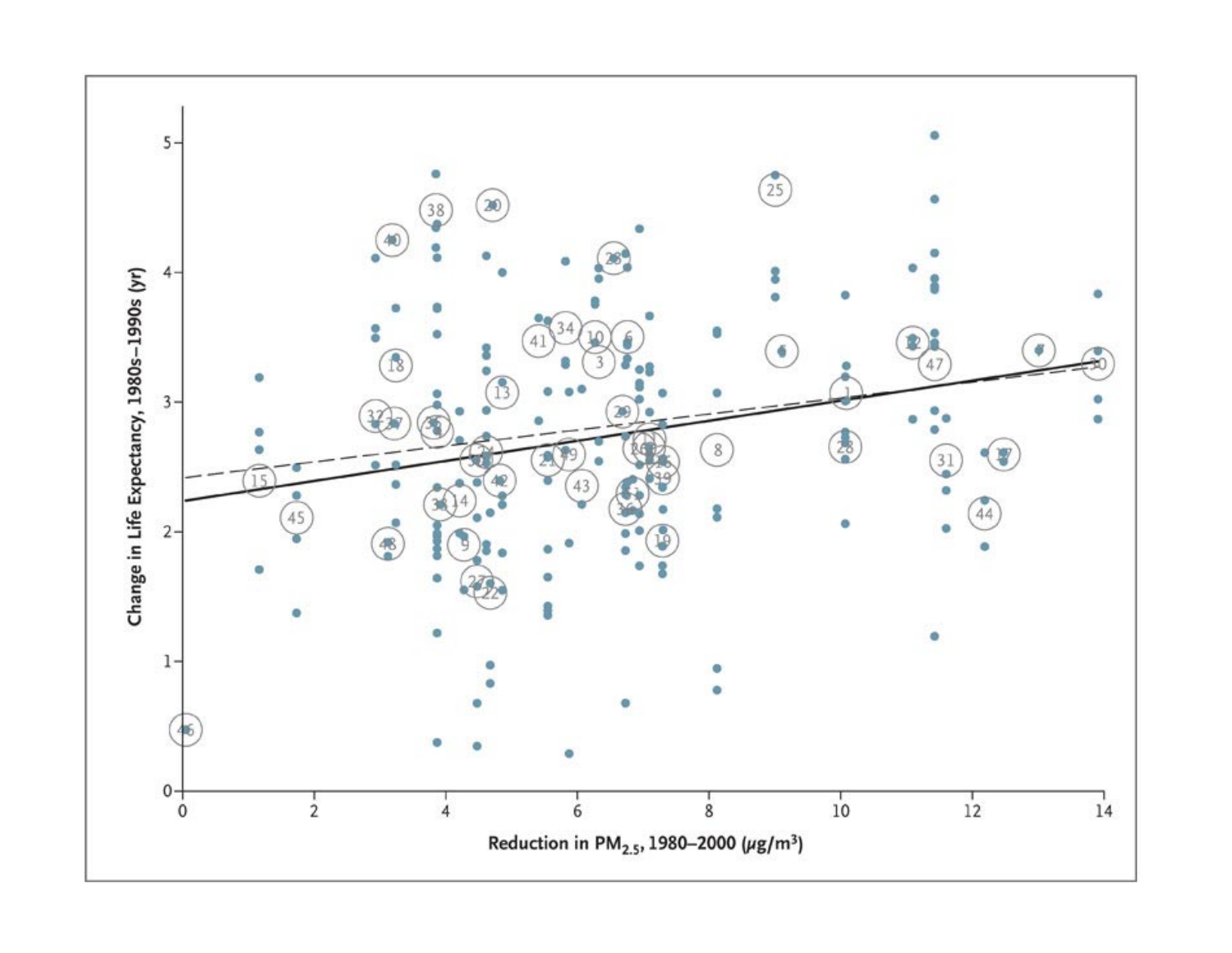Change in Life Expectancy, 1980s–1990s (yr)

Reduction in $PM_{2.5}$, 1980–2000 ($\mu g/m^3$)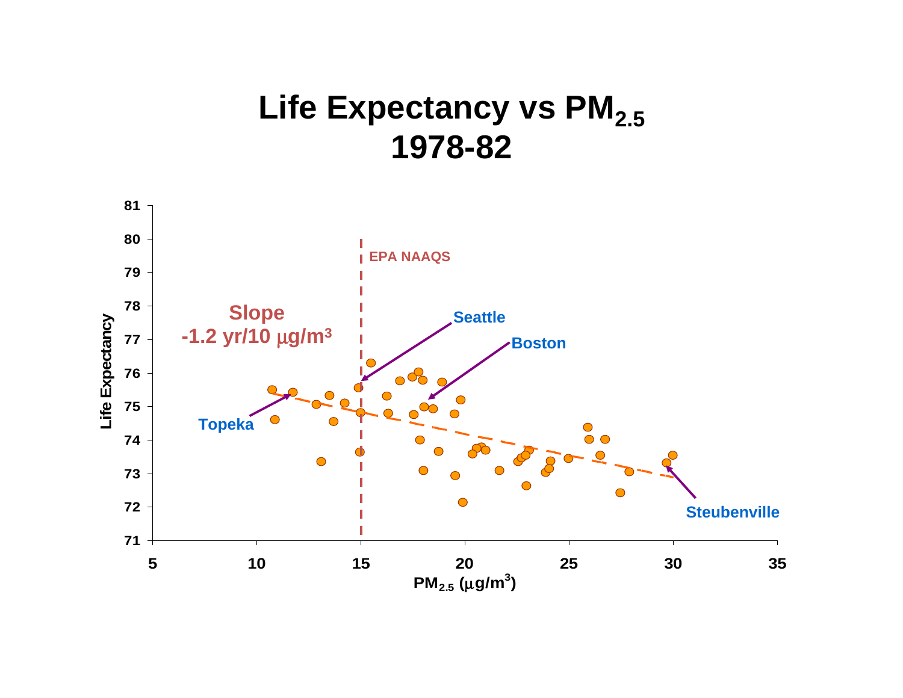# Life Expectancy vs $PM_{2.5}$ 1978-82

Slope
-1.2 yr/10 μg/m³

EPA NAAQS

Seattle

Boston

Topeka

Steubenville

Life Expectancy

$PM_{2.5}$ (μg/m³)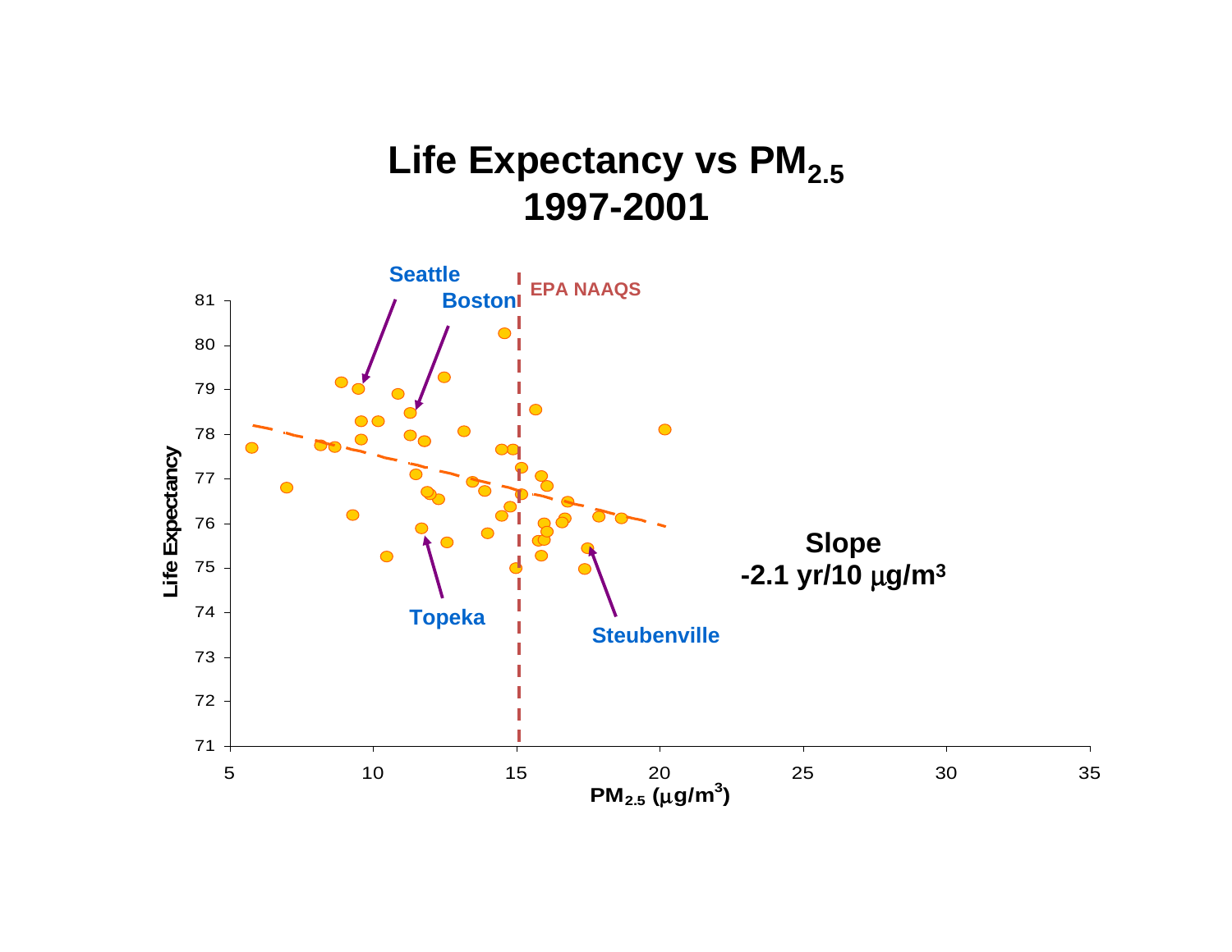# Life Expectancy vs $PM_{2.5}$ 1997-2001

Seattle

Boston

EPA NAAQS

Topeka

Steubenville

Slope
-2.1 yr/10 $\mu g/m^3$

Life Expectancy

$PM_{2.5}$ ($\mu g/m^3$)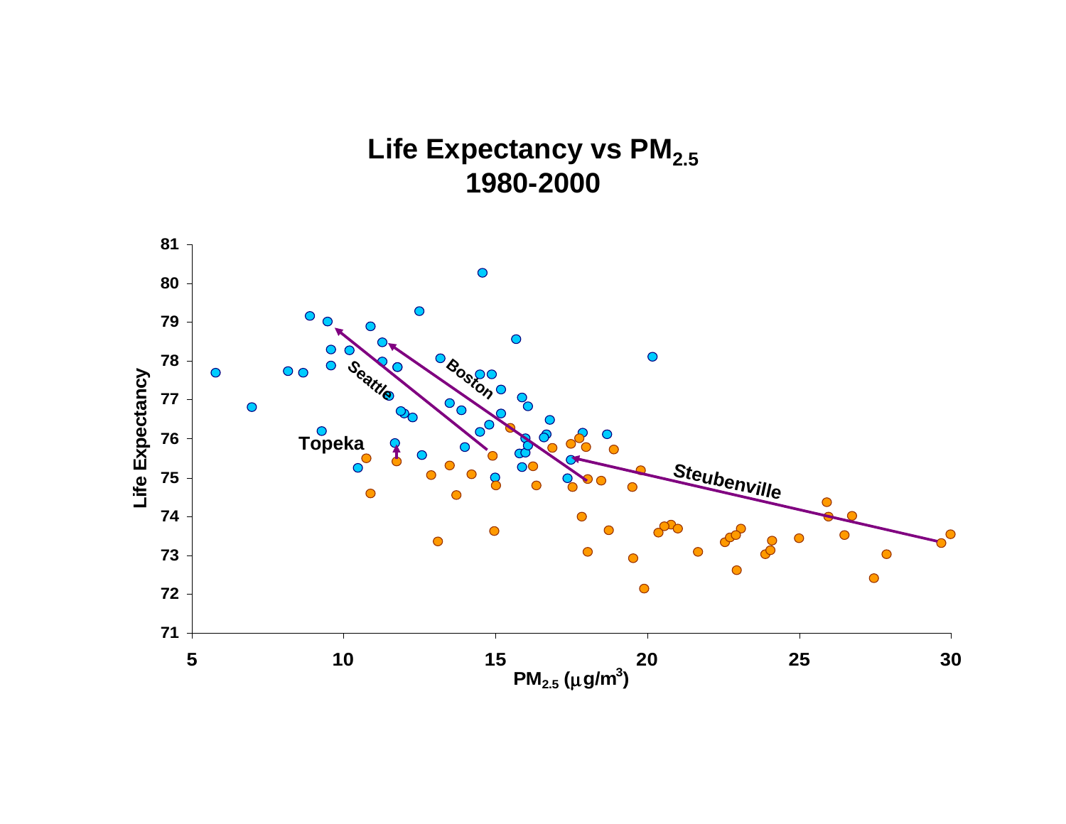# Life Expectancy vs $PM_{2.5}$
# 1980-2000

Life Expectancy

$PM_{2.5}$ ($\mu g/m^3$)

Seattle

Boston

Topeka

Steubenville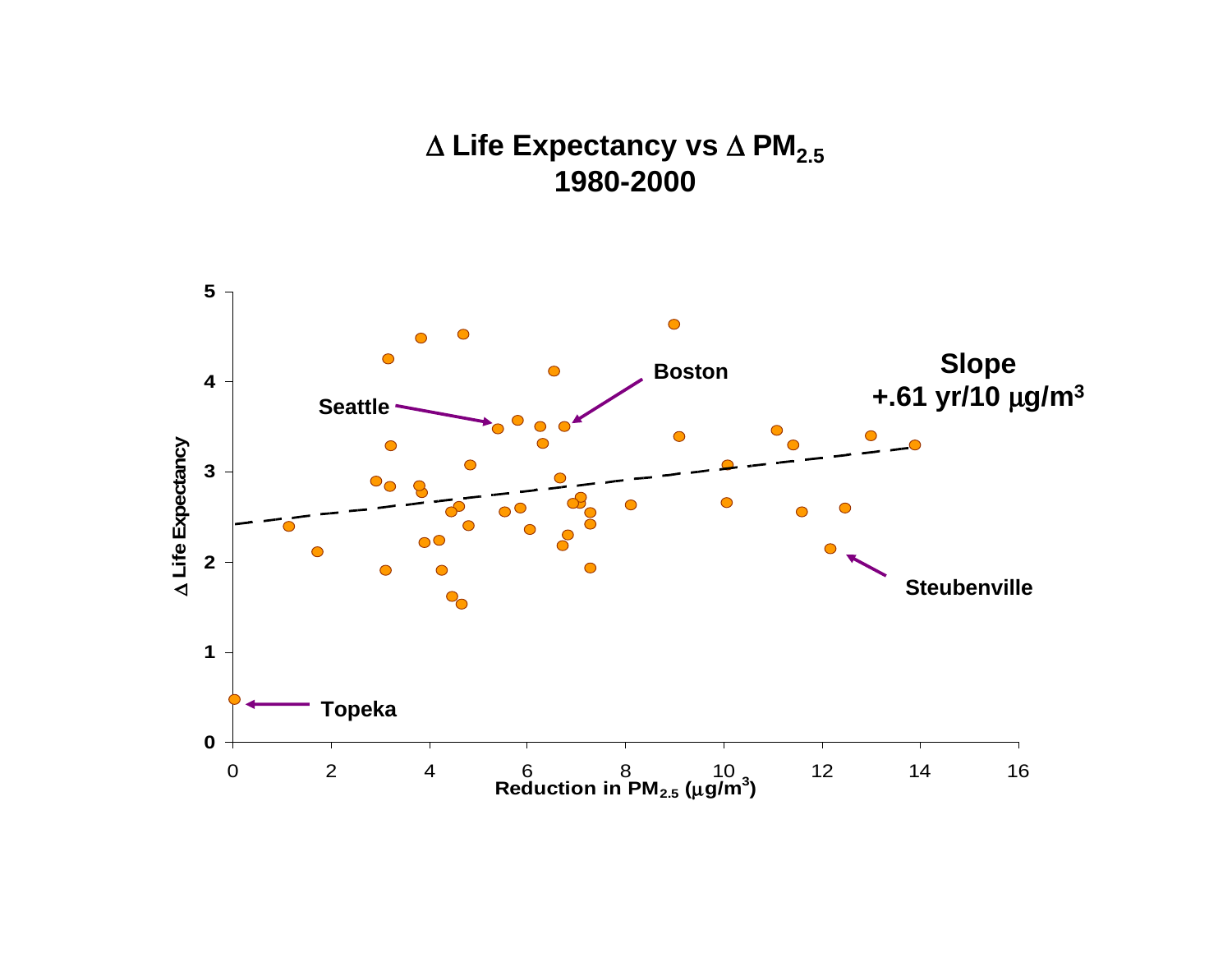# Δ Life Expectancy vs Δ $PM_{2.5}$
# 1980-2000

Slope
+.61 yr/10 μg/$m^3$

Δ Life Expectancy

Reduction in $PM_{2.5}$ (μg/$m^3$)

Seattle

Boston

Topeka

Steubenville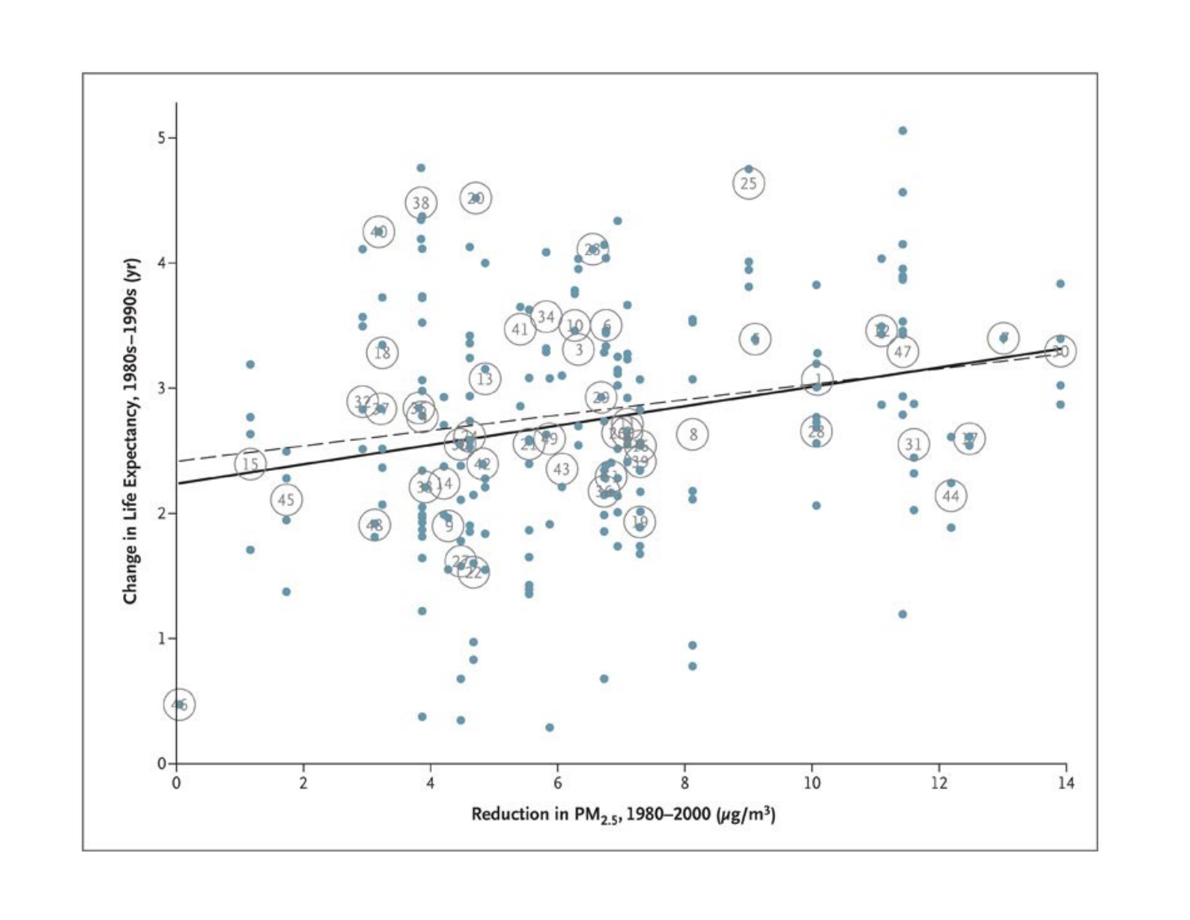Change in Life Expectancy, 1980s–1990s (yr)

Reduction in $PM_{2.5}$, 1980–2000 ($\mu g/m^3$)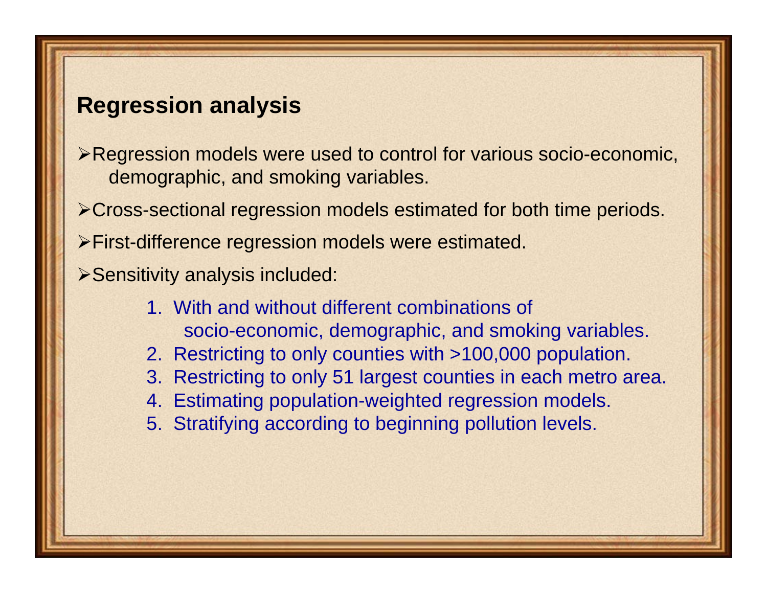## Regression analysis

- Regression models were used to control for various socio-economic, demographic, and smoking variables.
- Cross-sectional regression models estimated for both time periods.
- First-difference regression models were estimated.
- Sensitivity analysis included:

    1. With and without different combinations of socio-economic, demographic, and smoking variables.
    2. Restricting to only counties with >100,000 population.
    3. Restricting to only 51 largest counties in each metro area.
    4. Estimating population-weighted regression models.
    5. Stratifying according to beginning pollution levels.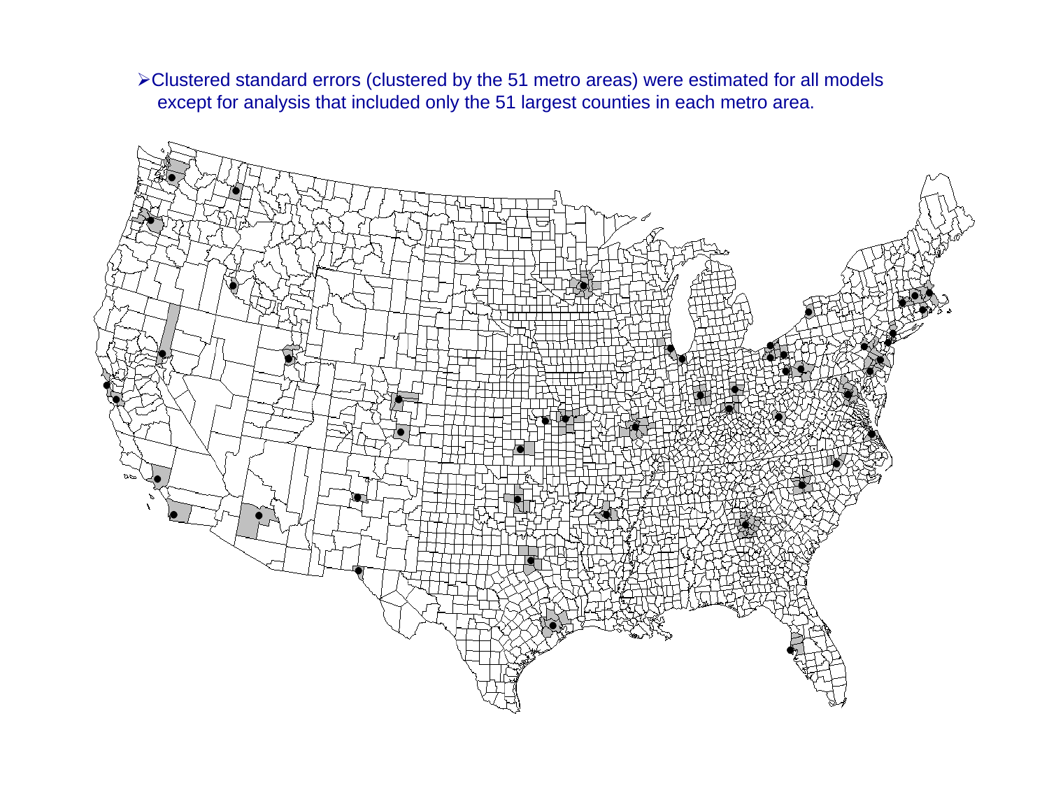- Clustered standard errors (clustered by the 51 metro areas) were estimated for all models except for analysis that included only the 51 largest counties in each metro area.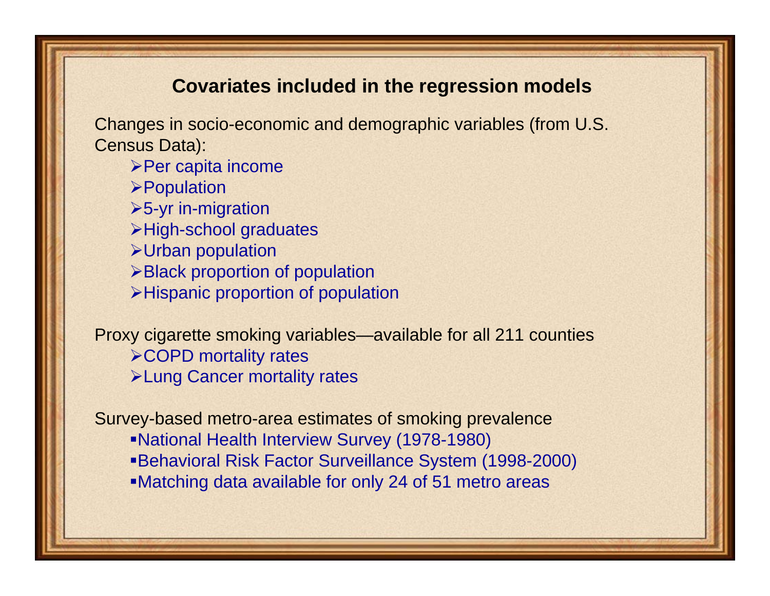## Covariates included in the regression models

Changes in socio-economic and demographic variables (from U.S. Census Data):

- Per capita income
- Population
- 5-yr in-migration
- High-school graduates
- Urban population
- Black proportion of population
- Hispanic proportion of population

Proxy cigarette smoking variables—available for all 211 counties

- COPD mortality rates
- Lung Cancer mortality rates

Survey-based metro-area estimates of smoking prevalence

- National Health Interview Survey (1978-1980)
- Behavioral Risk Factor Surveillance System (1998-2000)
- Matching data available for only 24 of 51 metro areas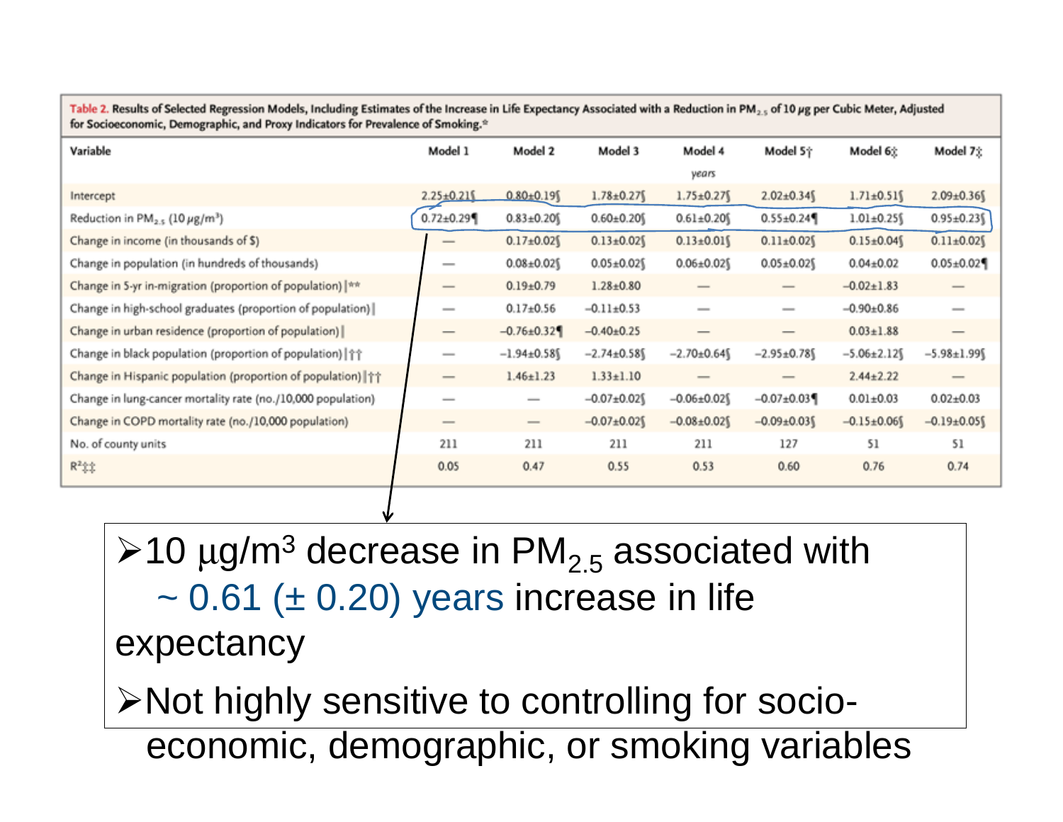**Table 2.** Results of Selected Regression Models, Including Estimates of the Increase in Life Expectancy Associated with a Reduction in $PM_{2.5}$ of 10 μg per Cubic Meter, Adjusted for Socioeconomic, Demographic, and Proxy Indicators for Prevalence of Smoking.*

| Variable | Model 1 | Model 2 | Model 3 | Model 4 | Model 5† | Model 6‡ | Model 7‡ |
|---|---|---|---|---|---|---|---|
| | | | | *years* | | | |
| Intercept | 2.25±0.21§ | 0.80±0.19§ | 1.78±0.27§ | 1.75±0.27§ | 2.02±0.34§ | 1.71±0.51§ | 2.09±0.36§ |
| Reduction in $PM_{2.5}$ (10 μg/m³) | 0.72±0.29¶ | 0.83±0.20§ | 0.60±0.20§ | 0.61±0.20§ | 0.55±0.24¶ | 1.01±0.25§ | 0.95±0.23§ |
| Change in income (in thousands of $) | — | 0.17±0.02§ | 0.13±0.02§ | 0.13±0.01§ | 0.11±0.02§ | 0.15±0.04§ | 0.11±0.02§ |
| Change in population (in hundreds of thousands) | — | 0.08±0.02§ | 0.05±0.02§ | 0.06±0.02§ | 0.05±0.02§ | 0.04±0.02 | 0.05±0.02¶ |
| Change in 5-yr in-migration (proportion of population)‖** | — | 0.19±0.79 | 1.28±0.80 | — | — | −0.02±1.83 | — |
| Change in high-school graduates (proportion of population)‖ | — | 0.17±0.56 | −0.11±0.53 | — | — | −0.90±0.86 | — |
| Change in urban residence (proportion of population)‖ | — | −0.76±0.32¶ | −0.40±0.25 | — | — | 0.03±1.88 | — |
| Change in black population (proportion of population)‖†† | — | −1.94±0.58§ | −2.74±0.58§ | −2.70±0.64§ | −2.95±0.78§ | −5.06±2.12§ | −5.98±1.99§ |
| Change in Hispanic population (proportion of population)‖†† | — | 1.46±1.23 | 1.33±1.10 | — | — | 2.44±2.22 | — |
| Change in lung-cancer mortality rate (no./10,000 population) | — | — | −0.07±0.02§ | −0.06±0.02§ | −0.07±0.03¶ | 0.01±0.03 | 0.02±0.03 |
| Change in COPD mortality rate (no./10,000 population) | — | — | −0.07±0.02§ | −0.08±0.02§ | −0.09±0.03§ | −0.15±0.06§ | −0.19±0.05§ |
| No. of county units | 211 | 211 | 211 | 211 | 127 | 51 | 51 |
| $R^2$‡‡ | 0.05 | 0.47 | 0.55 | 0.53 | 0.60 | 0.76 | 0.74 |

- 10 μg/m³ decrease in $PM_{2.5}$ associated with ~ 0.61 (± 0.20) years increase in life expectancy
- Not highly sensitive to controlling for socio-economic, demographic, or smoking variables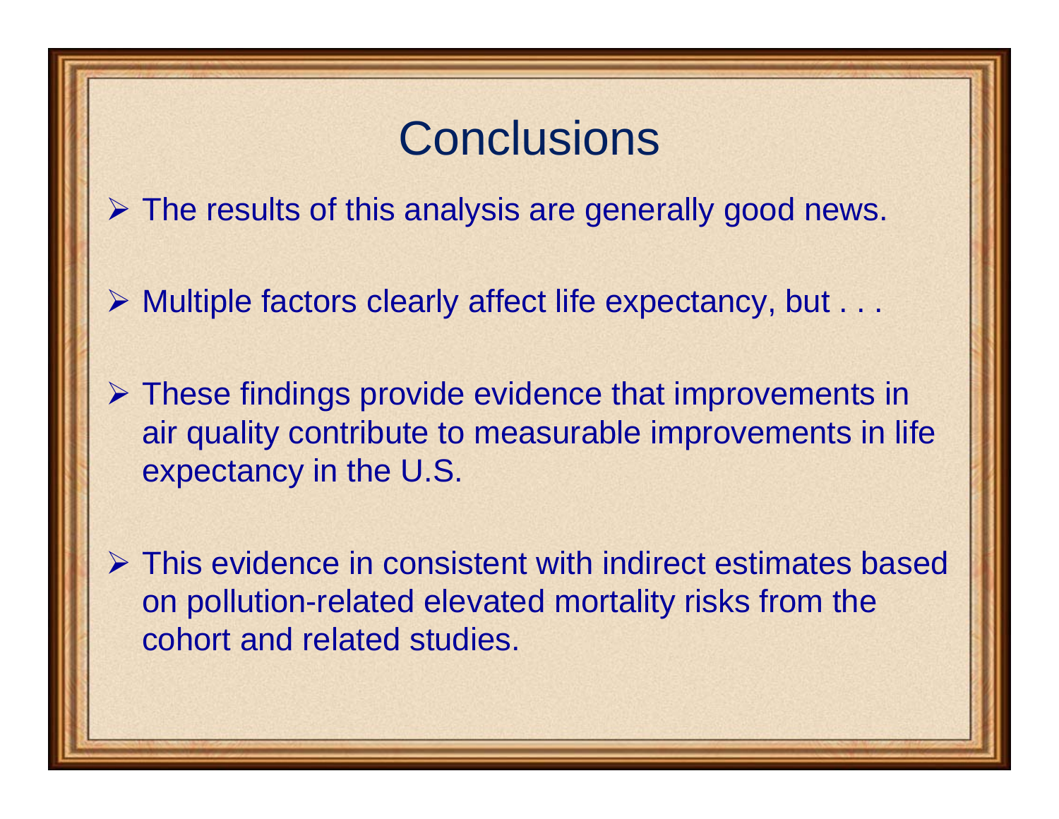# Conclusions

- The results of this analysis are generally good news.
- Multiple factors clearly affect life expectancy, but . . .
- These findings provide evidence that improvements in air quality contribute to measurable improvements in life expectancy in the U.S.
- This evidence in consistent with indirect estimates based on pollution-related elevated mortality risks from the cohort and related studies.